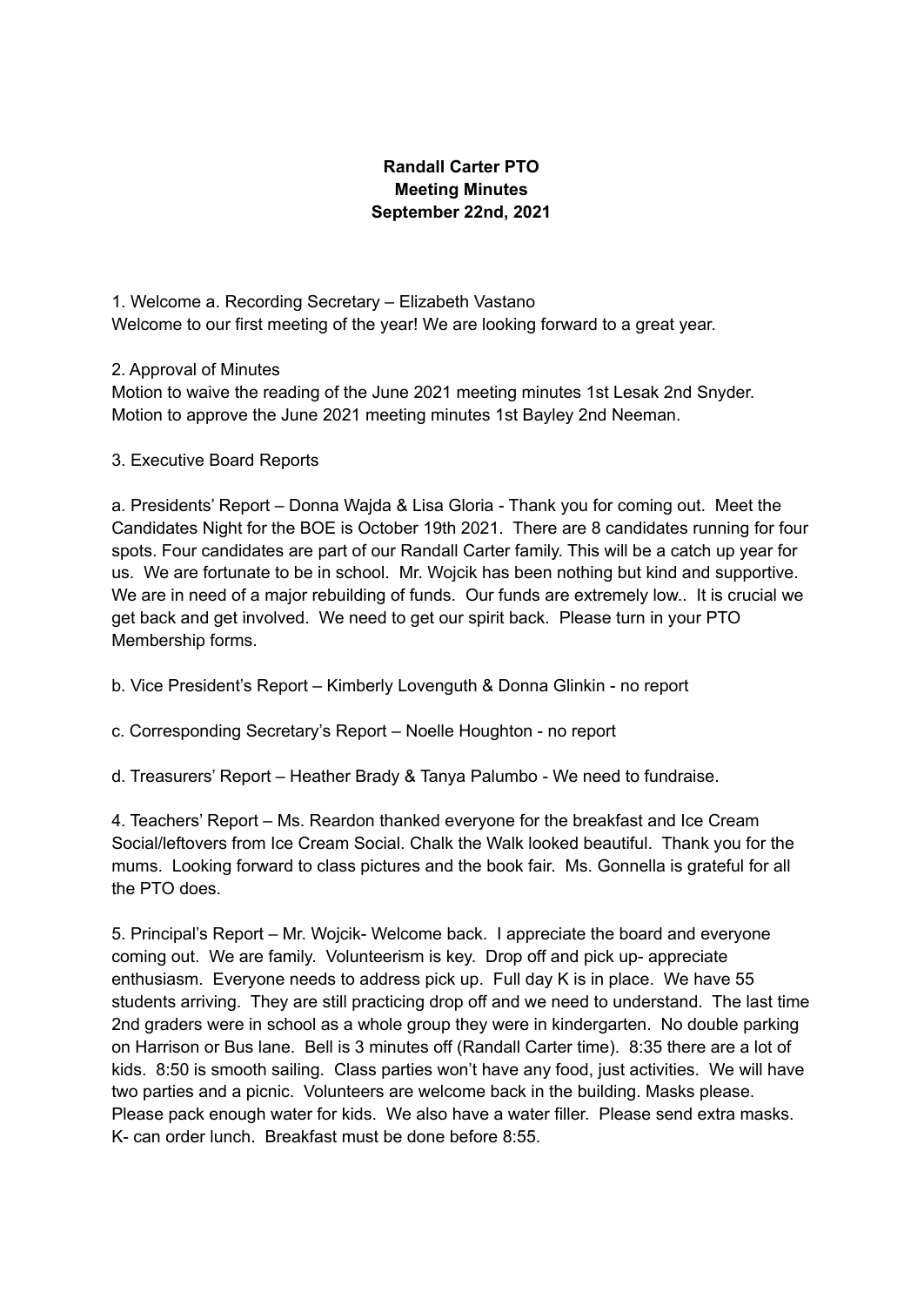**Randall Carter PTO**
**Meeting Minutes**
**September 22nd, 2021**

1. Welcome a. Recording Secretary – Elizabeth Vastano
Welcome to our first meeting of the year! We are looking forward to a great year.

2. Approval of Minutes
Motion to waive the reading of the June 2021 meeting minutes 1st Lesak 2nd Snyder.
Motion to approve the June 2021 meeting minutes 1st Bayley 2nd Neeman.

3. Executive Board Reports

a. Presidents' Report – Donna Wajda & Lisa Gloria - Thank you for coming out. Meet the Candidates Night for the BOE is October 19th 2021. There are 8 candidates running for four spots. Four candidates are part of our Randall Carter family. This will be a catch up year for us. We are fortunate to be in school. Mr. Wojcik has been nothing but kind and supportive. We are in need of a major rebuilding of funds. Our funds are extremely low.. It is crucial we get back and get involved. We need to get our spirit back. Please turn in your PTO Membership forms.

b. Vice President's Report – Kimberly Lovenguth & Donna Glinkin - no report

c. Corresponding Secretary's Report – Noelle Houghton - no report

d. Treasurers' Report – Heather Brady & Tanya Palumbo - We need to fundraise.

4. Teachers' Report – Ms. Reardon thanked everyone for the breakfast and Ice Cream Social/leftovers from Ice Cream Social. Chalk the Walk looked beautiful. Thank you for the mums. Looking forward to class pictures and the book fair. Ms. Gonnella is grateful for all the PTO does.

5. Principal's Report – Mr. Wojcik- Welcome back. I appreciate the board and everyone coming out. We are family. Volunteerism is key. Drop off and pick up- appreciate enthusiasm. Everyone needs to address pick up. Full day K is in place. We have 55 students arriving. They are still practicing drop off and we need to understand. The last time 2nd graders were in school as a whole group they were in kindergarten. No double parking on Harrison or Bus lane. Bell is 3 minutes off (Randall Carter time). 8:35 there are a lot of kids. 8:50 is smooth sailing. Class parties won't have any food, just activities. We will have two parties and a picnic. Volunteers are welcome back in the building. Masks please. Please pack enough water for kids. We also have a water filler. Please send extra masks. K- can order lunch. Breakfast must be done before 8:55.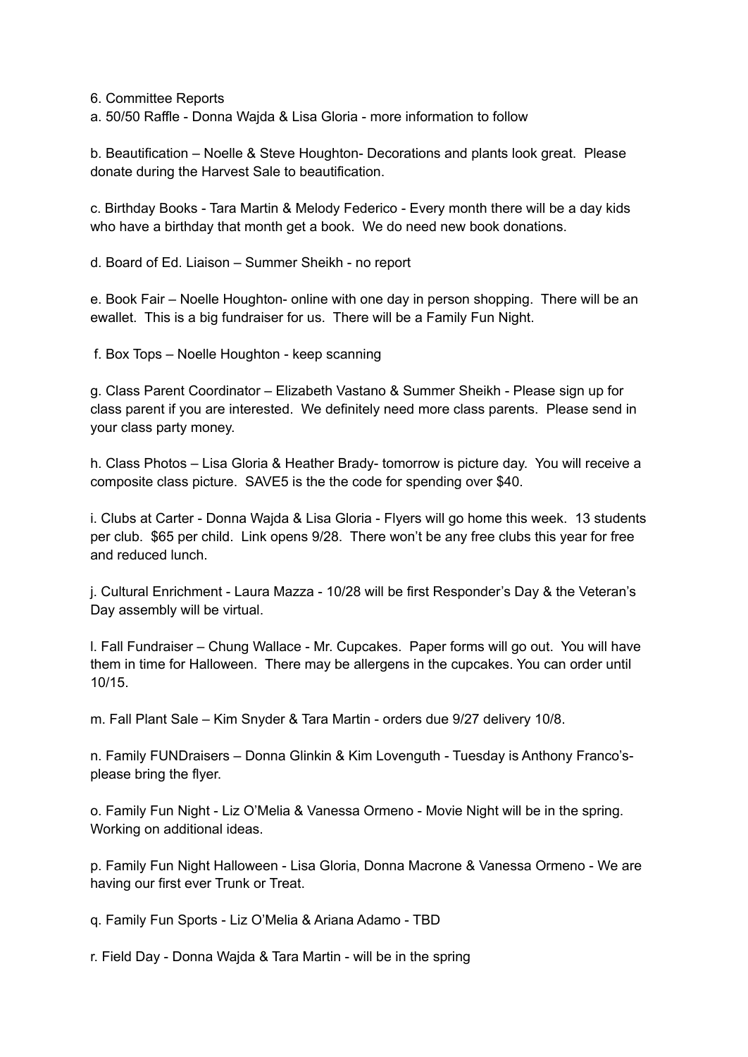6. Committee Reports

a. 50/50 Raffle - Donna Wajda & Lisa Gloria - more information to follow

b. Beautification – Noelle & Steve Houghton- Decorations and plants look great.  Please donate during the Harvest Sale to beautification.

c. Birthday Books - Tara Martin & Melody Federico - Every month there will be a day kids who have a birthday that month get a book.  We do need new book donations.

d. Board of Ed. Liaison – Summer Sheikh - no report

e. Book Fair – Noelle Houghton- online with one day in person shopping.  There will be an ewallet.  This is a big fundraiser for us.  There will be a Family Fun Night.

f. Box Tops – Noelle Houghton - keep scanning

g. Class Parent Coordinator – Elizabeth Vastano & Summer Sheikh - Please sign up for class parent if you are interested.  We definitely need more class parents.  Please send in your class party money.

h. Class Photos – Lisa Gloria & Heather Brady- tomorrow is picture day.  You will receive a composite class picture.  SAVE5 is the the code for spending over $40.

i. Clubs at Carter - Donna Wajda & Lisa Gloria - Flyers will go home this week.  13 students per club.  $65 per child.  Link opens 9/28.  There won't be any free clubs this year for free and reduced lunch.

j. Cultural Enrichment - Laura Mazza - 10/28 will be first Responder's Day & the Veteran's Day assembly will be virtual.

l. Fall Fundraiser – Chung Wallace - Mr. Cupcakes.  Paper forms will go out.  You will have them in time for Halloween.  There may be allergens in the cupcakes. You can order until 10/15.

m. Fall Plant Sale – Kim Snyder & Tara Martin - orders due 9/27 delivery 10/8.

n. Family FUNDraisers – Donna Glinkin & Kim Lovenguth - Tuesday is Anthony Franco's- please bring the flyer.

o. Family Fun Night - Liz O'Melia & Vanessa Ormeno - Movie Night will be in the spring. Working on additional ideas.

p. Family Fun Night Halloween - Lisa Gloria, Donna Macrone & Vanessa Ormeno - We are having our first ever Trunk or Treat.

q. Family Fun Sports - Liz O'Melia & Ariana Adamo - TBD

r. Field Day - Donna Wajda & Tara Martin - will be in the spring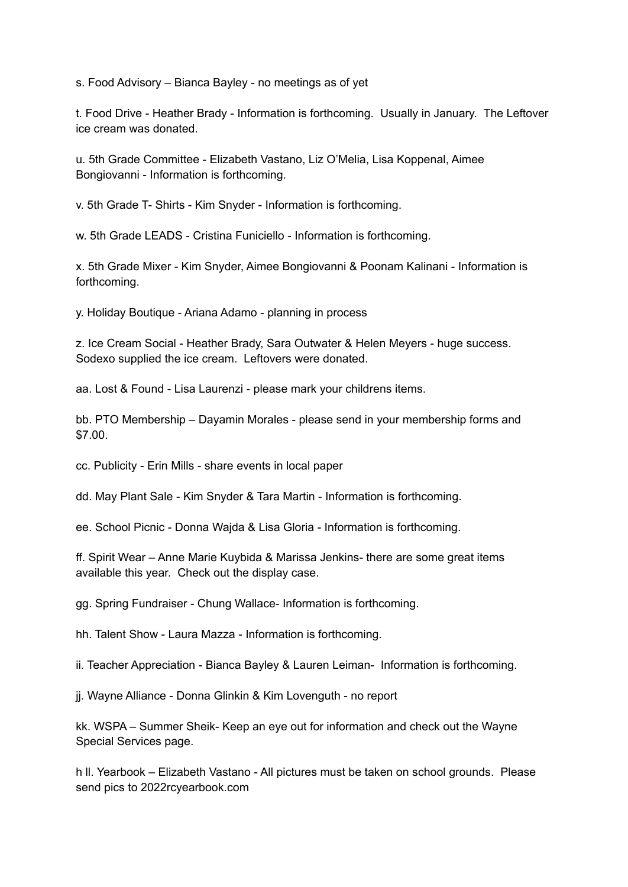s. Food Advisory – Bianca Bayley - no meetings as of yet

t. Food Drive - Heather Brady - Information is forthcoming. Usually in January. The Leftover ice cream was donated.

u. 5th Grade Committee - Elizabeth Vastano, Liz O'Melia, Lisa Koppenal, Aimee Bongiovanni - Information is forthcoming.

v. 5th Grade T- Shirts - Kim Snyder - Information is forthcoming.

w. 5th Grade LEADS - Cristina Funiciello - Information is forthcoming.

x. 5th Grade Mixer - Kim Snyder, Aimee Bongiovanni & Poonam Kalinani - Information is forthcoming.

y. Holiday Boutique - Ariana Adamo - planning in process

z. Ice Cream Social - Heather Brady, Sara Outwater & Helen Meyers - huge success. Sodexo supplied the ice cream. Leftovers were donated.

aa. Lost & Found - Lisa Laurenzi - please mark your childrens items.

bb. PTO Membership – Dayamin Morales - please send in your membership forms and $7.00.

cc. Publicity - Erin Mills - share events in local paper

dd. May Plant Sale - Kim Snyder & Tara Martin - Information is forthcoming.

ee. School Picnic - Donna Wajda & Lisa Gloria - Information is forthcoming.

ff. Spirit Wear – Anne Marie Kuybida & Marissa Jenkins- there are some great items available this year. Check out the display case.

gg. Spring Fundraiser - Chung Wallace- Information is forthcoming.

hh. Talent Show - Laura Mazza - Information is forthcoming.

ii. Teacher Appreciation - Bianca Bayley & Lauren Leiman- Information is forthcoming.

jj. Wayne Alliance - Donna Glinkin & Kim Lovenguth - no report

kk. WSPA – Summer Sheik- Keep an eye out for information and check out the Wayne Special Services page.

h ll. Yearbook – Elizabeth Vastano - All pictures must be taken on school grounds. Please send pics to 2022rcyearbook.com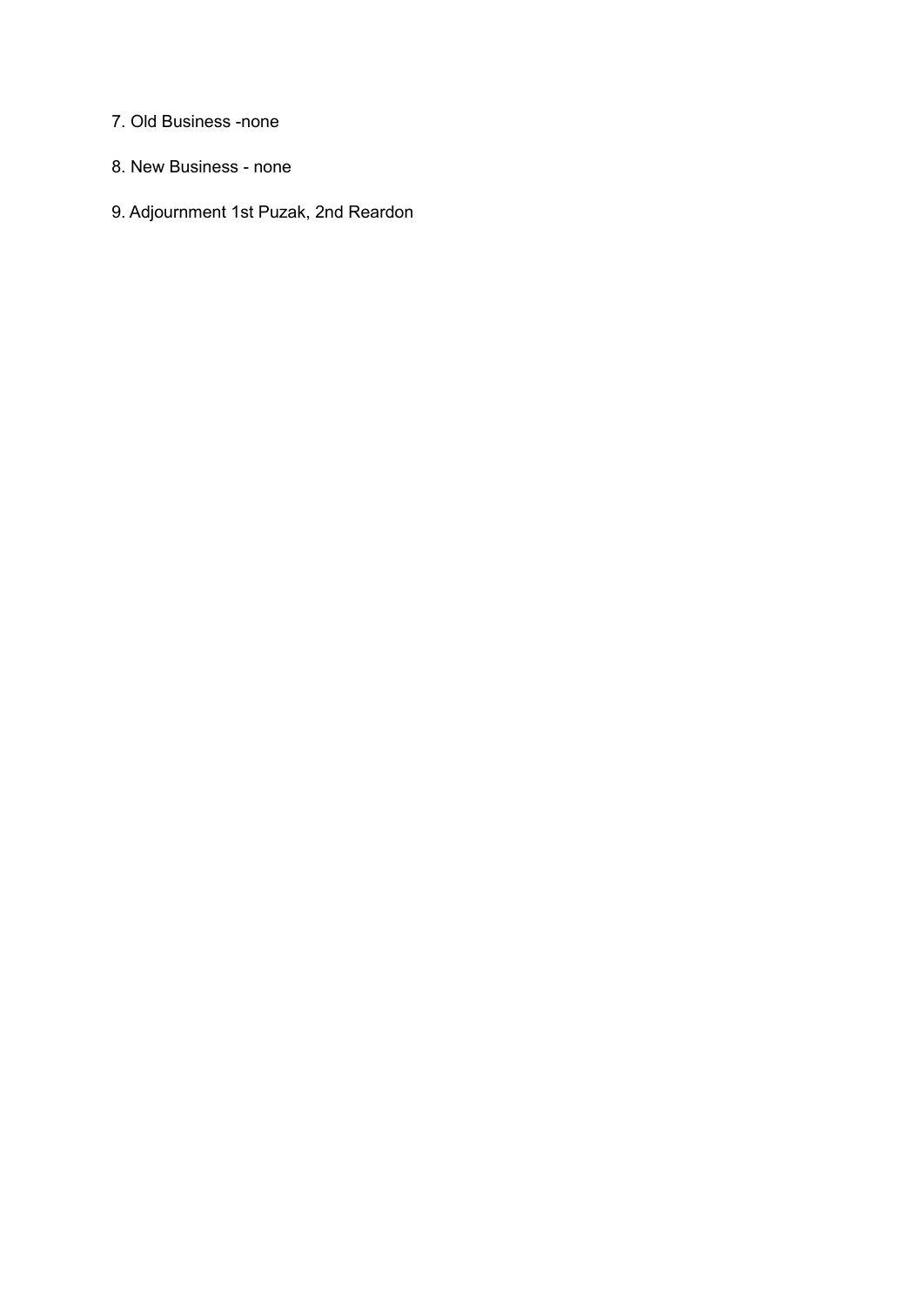7. Old Business -none

8. New Business - none

9. Adjournment 1st Puzak, 2nd Reardon